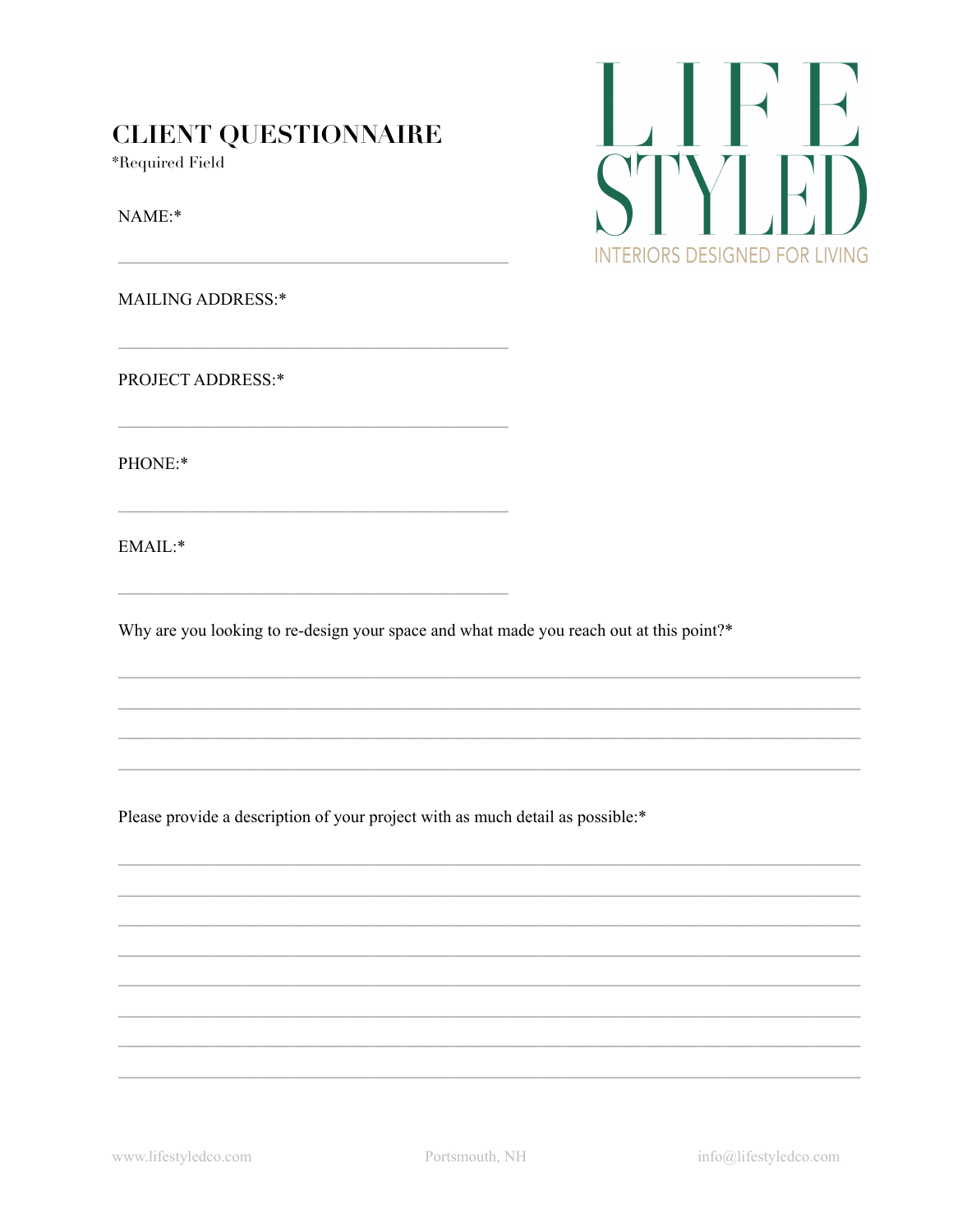# CLIENT QUESTIONNAIRE

*Required Field

LIFE STYLED

INTERIORS DESIGNED FOR LIVING

NAME:*

_______________________________________________

MAILING ADDRESS:*

_______________________________________________

PROJECT ADDRESS:*

_______________________________________________

PHONE:*

_______________________________________________

EMAIL:*

_______________________________________________

Why are you looking to re-design your space and what made you reach out at this point?*

_______________________________________________________________________________

_______________________________________________________________________________

_______________________________________________________________________________

_______________________________________________________________________________

Please provide a description of your project with as much detail as possible:*

_______________________________________________________________________________

_______________________________________________________________________________

_______________________________________________________________________________

_______________________________________________________________________________

_______________________________________________________________________________

_______________________________________________________________________________

_______________________________________________________________________________

_______________________________________________________________________________

www.lifestyledco.com Portsmouth, NH info@lifestyledco.com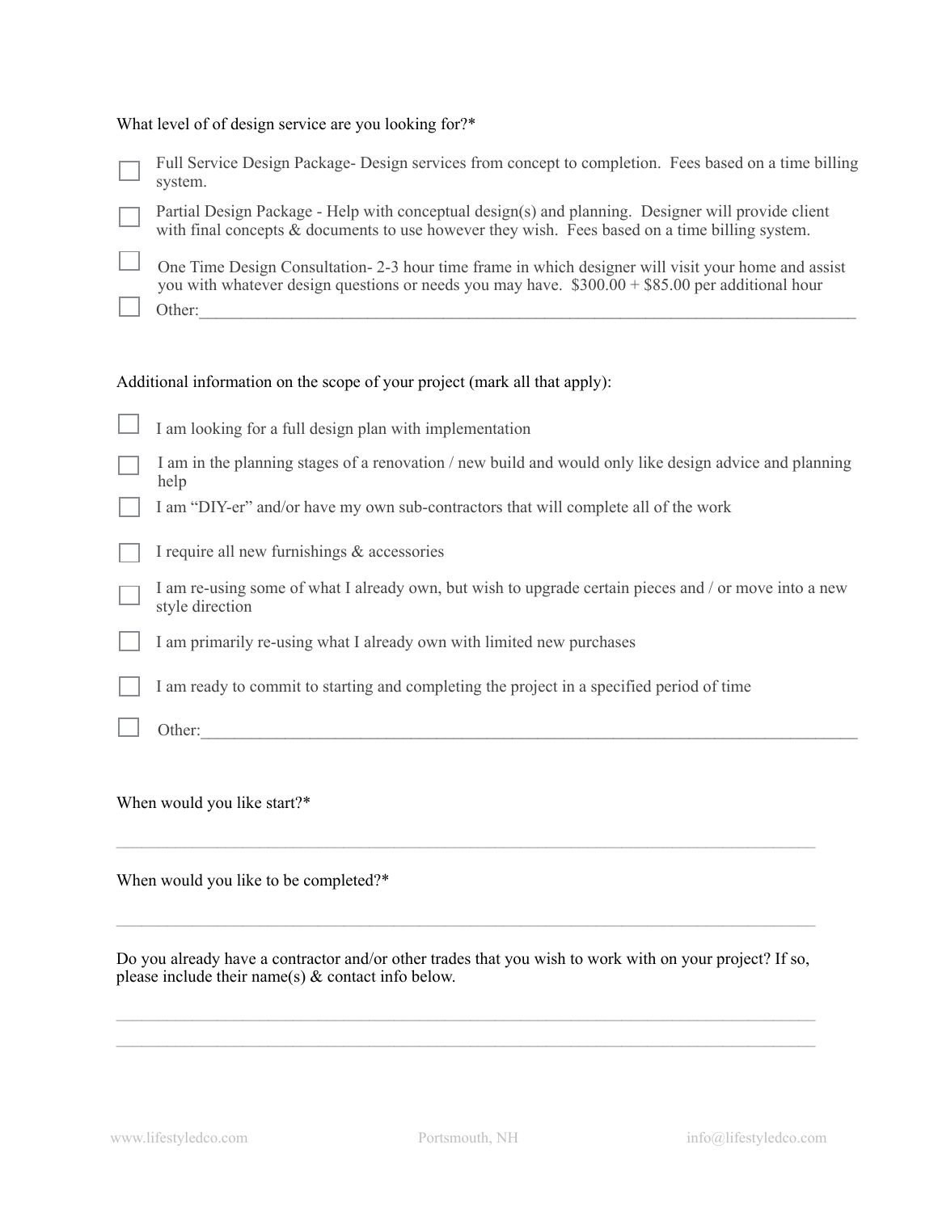What level of of design service are you looking for?*

- [ ] Full Service Design Package- Design services from concept to completion. Fees based on a time billing system.
- [ ] Partial Design Package - Help with conceptual design(s) and planning. Designer will provide client with final concepts & documents to use however they wish. Fees based on a time billing system.
- [ ] One Time Design Consultation- 2-3 hour time frame in which designer will visit your home and assist you with whatever design questions or needs you may have. $300.00 + $85.00 per additional hour
- [ ] Other:______________________________________________________________________________

Additional information on the scope of your project (mark all that apply):

- [ ] I am looking for a full design plan with implementation
- [ ] I am in the planning stages of a renovation / new build and would only like design advice and planning help
- [ ] I am "DIY-er" and/or have my own sub-contractors that will complete all of the work
- [ ] I require all new furnishings & accessories
- [ ] I am re-using some of what I already own, but wish to upgrade certain pieces and / or move into a new style direction
- [ ] I am primarily re-using what I already own with limited new purchases
- [ ] I am ready to commit to starting and completing the project in a specified period of time
- [ ] Other:______________________________________________________________________________

When would you like start?*

________________________________________________________________________________

When would you like to be completed?*

________________________________________________________________________________

Do you already have a contractor and/or other trades that you wish to work with on your project? If so, please include their name(s) & contact info below.

________________________________________________________________________________

________________________________________________________________________________

www.lifestyledco.com Portsmouth, NH info@lifestyledco.com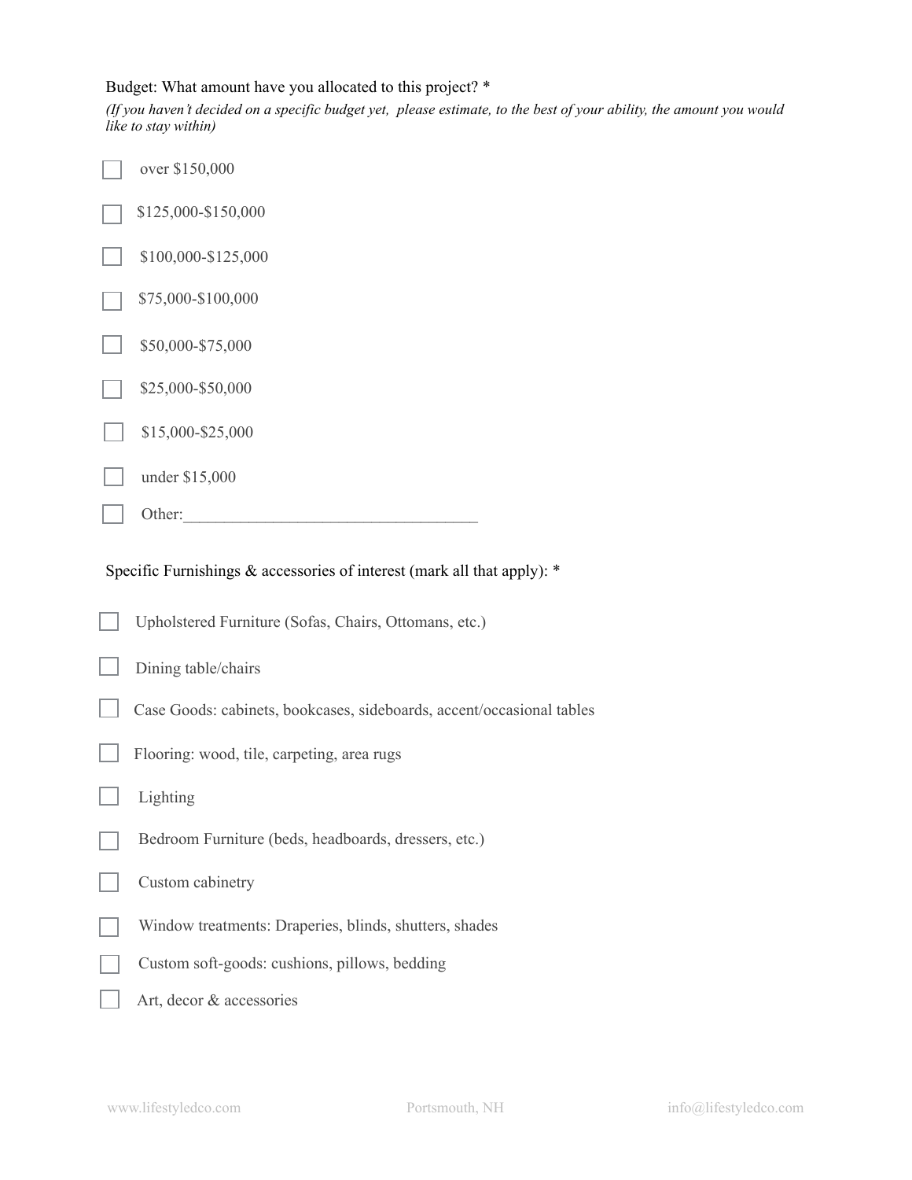Budget: What amount have you allocated to this project? *

*(If you haven't decided on a specific budget yet, please estimate, to the best of your ability, the amount you would like to stay within)*

- [ ] over $150,000
- [ ] $125,000-$150,000
- [ ] $100,000-$125,000
- [ ] $75,000-$100,000
- [ ] $50,000-$75,000
- [ ] $25,000-$50,000
- [ ] $15,000-$25,000
- [ ] under $15,000
- [ ] Other:___________________________________

Specific Furnishings & accessories of interest (mark all that apply): *

- [ ] Upholstered Furniture (Sofas, Chairs, Ottomans, etc.)
- [ ] Dining table/chairs
- [ ] Case Goods: cabinets, bookcases, sideboards, accent/occasional tables
- [ ] Flooring: wood, tile, carpeting, area rugs
- [ ] Lighting
- [ ] Bedroom Furniture (beds, headboards, dressers, etc.)
- [ ] Custom cabinetry
- [ ] Window treatments: Draperies, blinds, shutters, shades
- [ ] Custom soft-goods: cushions, pillows, bedding
- [ ] Art, decor & accessories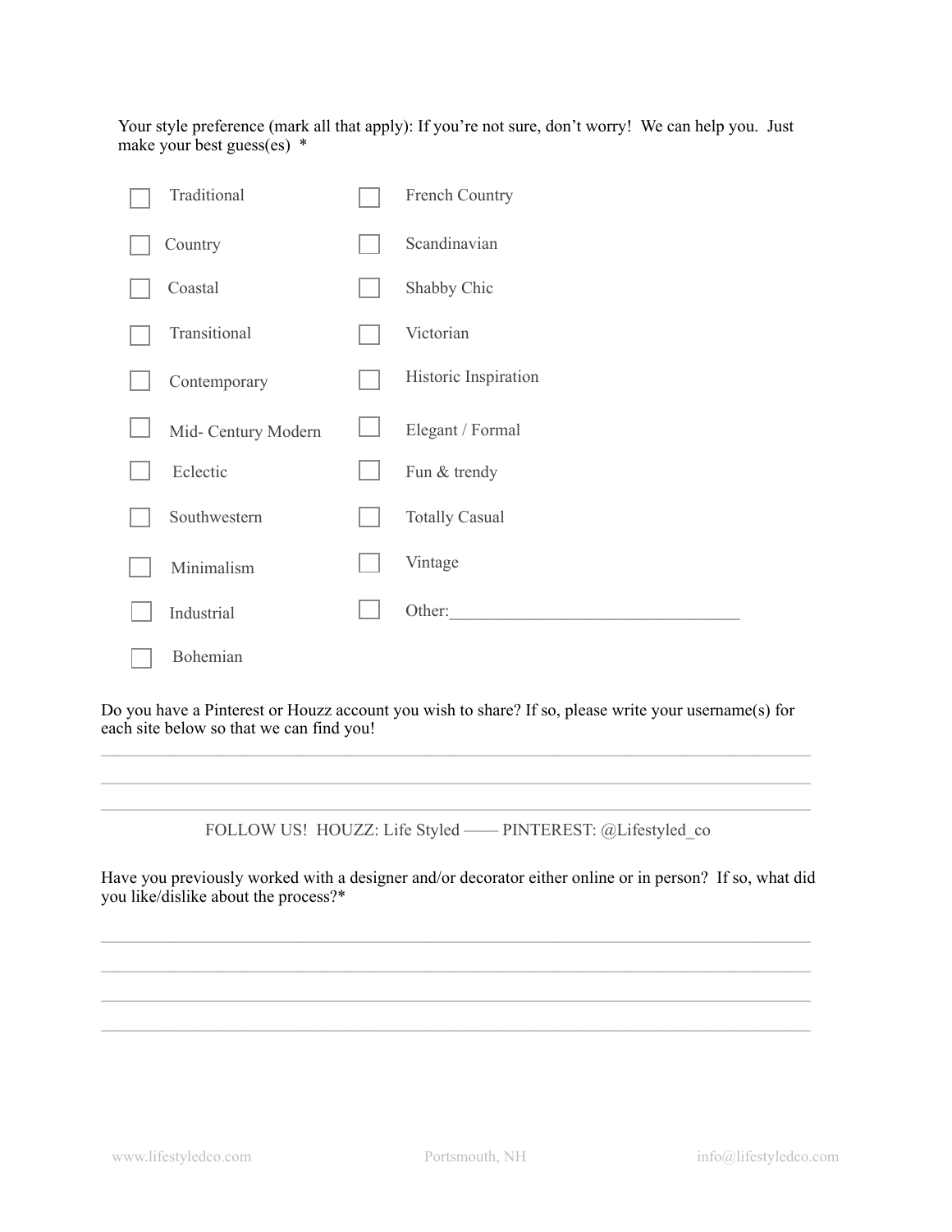Your style preference (mark all that apply): If you're not sure, don't worry! We can help you. Just make your best guess(es) *

- [ ] Traditional
- [ ] Country
- [ ] Coastal
- [ ] Transitional
- [ ] Contemporary
- [ ] Mid- Century Modern
- [ ] Eclectic
- [ ] Southwestern
- [ ] Minimalism
- [ ] Industrial
- [ ] Bohemian
- [ ] French Country
- [ ] Scandinavian
- [ ] Shabby Chic
- [ ] Victorian
- [ ] Historic Inspiration
- [ ] Elegant / Formal
- [ ] Fun & trendy
- [ ] Totally Casual
- [ ] Vintage
- [ ] Other:_________________________________

Do you have a Pinterest or Houzz account you wish to share? If so, please write your username(s) for each site below so that we can find you!

________________________________________________________________________________

________________________________________________________________________________

________________________________________________________________________________

FOLLOW US! HOUZZ: Life Styled —— PINTEREST: @Lifestyled_co

Have you previously worked with a designer and/or decorator either online or in person? If so, what did you like/dislike about the process?*

________________________________________________________________________________

________________________________________________________________________________

________________________________________________________________________________

________________________________________________________________________________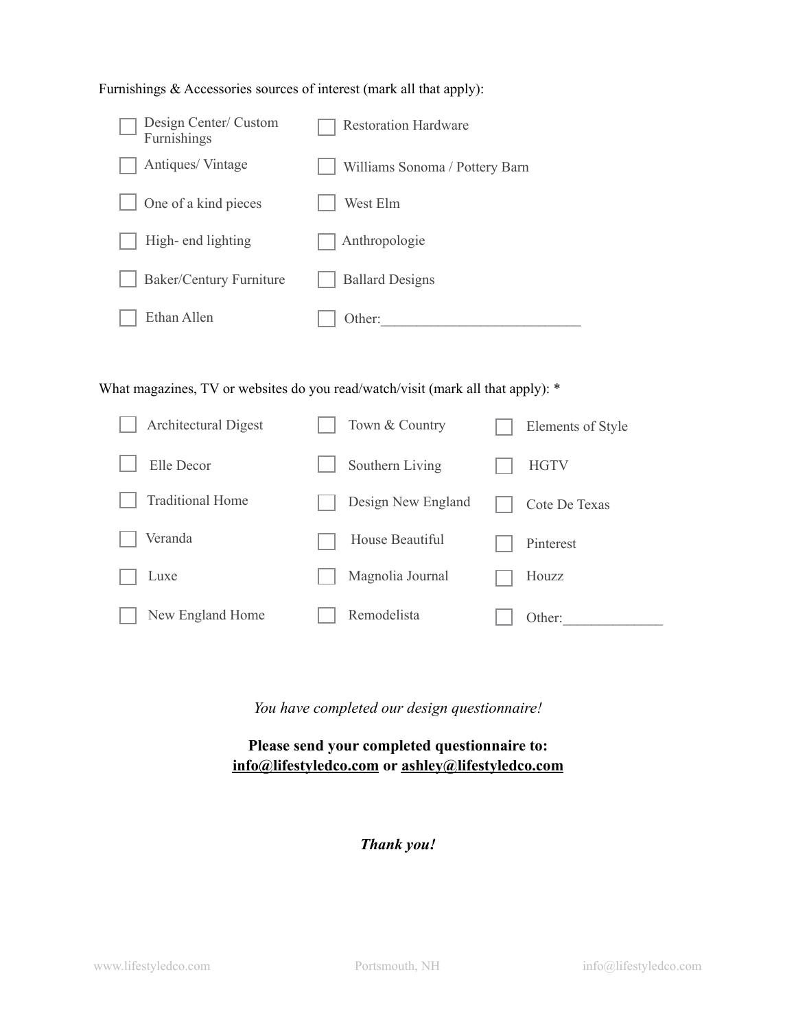Furnishings & Accessories sources of interest (mark all that apply):

- [ ] Design Center/ Custom Furnishings
- [ ] Restoration Hardware
- [ ] Antiques/ Vintage
- [ ] Williams Sonoma / Pottery Barn
- [ ] One of a kind pieces
- [ ] West Elm
- [ ] High- end lighting
- [ ] Anthropologie
- [ ] Baker/Century Furniture
- [ ] Ballard Designs
- [ ] Ethan Allen
- [ ] Other:___________________________

What magazines, TV or websites do you read/watch/visit (mark all that apply): *

- [ ] Architectural Digest
- [ ] Town & Country
- [ ] Elements of Style
- [ ] Elle Decor
- [ ] Southern Living
- [ ] HGTV
- [ ] Traditional Home
- [ ] Design New England
- [ ] Cote De Texas
- [ ] Veranda
- [ ] House Beautiful
- [ ] Pinterest
- [ ] Luxe
- [ ] Magnolia Journal
- [ ] Houzz
- [ ] New England Home
- [ ] Remodelista
- [ ] Other:_____________

*You have completed our design questionnaire!*

**Please send your completed questionnaire to:**
**info@lifestyledco.com or ashley@lifestyledco.com**

***Thank you!***